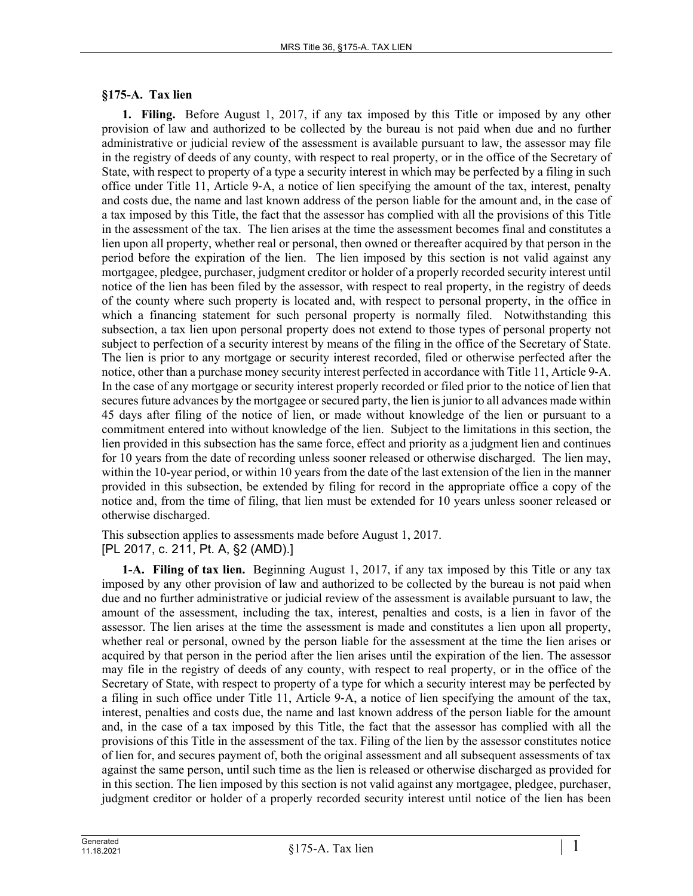## §175-A. Tax lien

**1. Filing.** Before August 1, 2017, if any tax imposed by this Title or imposed by any other provision of law and authorized to be collected by the bureau is not paid when due and no further administrative or judicial review of the assessment is available pursuant to law, the assessor may file in the registry of deeds of any county, with respect to real property, or in the office of the Secretary of State, with respect to property of a type a security interest in which may be perfected by a filing in such office under Title 11, Article 9-A, a notice of lien specifying the amount of the tax, interest, penalty and costs due, the name and last known address of the person liable for the amount and, in the case of a tax imposed by this Title, the fact that the assessor has complied with all the provisions of this Title in the assessment of the tax. The lien arises at the time the assessment becomes final and constitutes a lien upon all property, whether real or personal, then owned or thereafter acquired by that person in the period before the expiration of the lien. The lien imposed by this section is not valid against any mortgagee, pledgee, purchaser, judgment creditor or holder of a properly recorded security interest until notice of the lien has been filed by the assessor, with respect to real property, in the registry of deeds of the county where such property is located and, with respect to personal property, in the office in which a financing statement for such personal property is normally filed. Notwithstanding this subsection, a tax lien upon personal property does not extend to those types of personal property not subject to perfection of a security interest by means of the filing in the office of the Secretary of State. The lien is prior to any mortgage or security interest recorded, filed or otherwise perfected after the notice, other than a purchase money security interest perfected in accordance with Title 11, Article 9-A. In the case of any mortgage or security interest properly recorded or filed prior to the notice of lien that secures future advances by the mortgagee or secured party, the lien is junior to all advances made within 45 days after filing of the notice of lien, or made without knowledge of the lien or pursuant to a commitment entered into without knowledge of the lien. Subject to the limitations in this section, the lien provided in this subsection has the same force, effect and priority as a judgment lien and continues for 10 years from the date of recording unless sooner released or otherwise discharged. The lien may, within the 10-year period, or within 10 years from the date of the last extension of the lien in the manner provided in this subsection, be extended by filing for record in the appropriate office a copy of the notice and, from the time of filing, that lien must be extended for 10 years unless sooner released or otherwise discharged.

This subsection applies to assessments made before August 1, 2017.
[PL 2017, c. 211, Pt. A, §2 (AMD).]

**1-A. Filing of tax lien.** Beginning August 1, 2017, if any tax imposed by this Title or any tax imposed by any other provision of law and authorized to be collected by the bureau is not paid when due and no further administrative or judicial review of the assessment is available pursuant to law, the amount of the assessment, including the tax, interest, penalties and costs, is a lien in favor of the assessor. The lien arises at the time the assessment is made and constitutes a lien upon all property, whether real or personal, owned by the person liable for the assessment at the time the lien arises or acquired by that person in the period after the lien arises until the expiration of the lien. The assessor may file in the registry of deeds of any county, with respect to real property, or in the office of the Secretary of State, with respect to property of a type for which a security interest may be perfected by a filing in such office under Title 11, Article 9-A, a notice of lien specifying the amount of the tax, interest, penalties and costs due, the name and last known address of the person liable for the amount and, in the case of a tax imposed by this Title, the fact that the assessor has complied with all the provisions of this Title in the assessment of the tax. Filing of the lien by the assessor constitutes notice of lien for, and secures payment of, both the original assessment and all subsequent assessments of tax against the same person, until such time as the lien is released or otherwise discharged as provided for in this section. The lien imposed by this section is not valid against any mortgagee, pledgee, purchaser, judgment creditor or holder of a properly recorded security interest until notice of the lien has been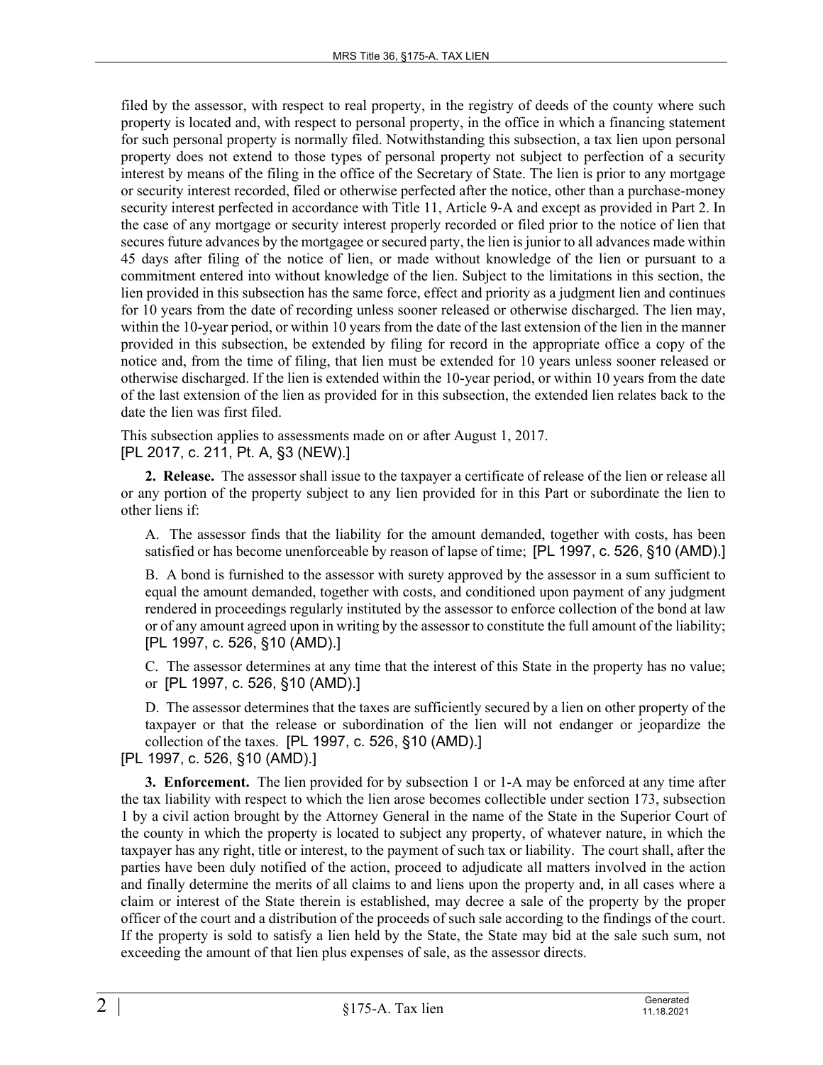filed by the assessor, with respect to real property, in the registry of deeds of the county where such property is located and, with respect to personal property, in the office in which a financing statement for such personal property is normally filed. Notwithstanding this subsection, a tax lien upon personal property does not extend to those types of personal property not subject to perfection of a security interest by means of the filing in the office of the Secretary of State. The lien is prior to any mortgage or security interest recorded, filed or otherwise perfected after the notice, other than a purchase-money security interest perfected in accordance with Title 11, Article 9-A and except as provided in Part 2. In the case of any mortgage or security interest properly recorded or filed prior to the notice of lien that secures future advances by the mortgagee or secured party, the lien is junior to all advances made within 45 days after filing of the notice of lien, or made without knowledge of the lien or pursuant to a commitment entered into without knowledge of the lien. Subject to the limitations in this section, the lien provided in this subsection has the same force, effect and priority as a judgment lien and continues for 10 years from the date of recording unless sooner released or otherwise discharged. The lien may, within the 10-year period, or within 10 years from the date of the last extension of the lien in the manner provided in this subsection, be extended by filing for record in the appropriate office a copy of the notice and, from the time of filing, that lien must be extended for 10 years unless sooner released or otherwise discharged. If the lien is extended within the 10-year period, or within 10 years from the date of the last extension of the lien as provided for in this subsection, the extended lien relates back to the date the lien was first filed.

This subsection applies to assessments made on or after August 1, 2017.
[PL 2017, c. 211, Pt. A, §3 (NEW).]

**2. Release.** The assessor shall issue to the taxpayer a certificate of release of the lien or release all or any portion of the property subject to any lien provided for in this Part or subordinate the lien to other liens if:

A. The assessor finds that the liability for the amount demanded, together with costs, has been satisfied or has become unenforceable by reason of lapse of time; [PL 1997, c. 526, §10 (AMD).]

B. A bond is furnished to the assessor with surety approved by the assessor in a sum sufficient to equal the amount demanded, together with costs, and conditioned upon payment of any judgment rendered in proceedings regularly instituted by the assessor to enforce collection of the bond at law or of any amount agreed upon in writing by the assessor to constitute the full amount of the liability; [PL 1997, c. 526, §10 (AMD).]

C. The assessor determines at any time that the interest of this State in the property has no value; or [PL 1997, c. 526, §10 (AMD).]

D. The assessor determines that the taxes are sufficiently secured by a lien on other property of the taxpayer or that the release or subordination of the lien will not endanger or jeopardize the collection of the taxes. [PL 1997, c. 526, §10 (AMD).]

[PL 1997, c. 526, §10 (AMD).]

**3. Enforcement.** The lien provided for by subsection 1 or 1-A may be enforced at any time after the tax liability with respect to which the lien arose becomes collectible under section 173, subsection 1 by a civil action brought by the Attorney General in the name of the State in the Superior Court of the county in which the property is located to subject any property, of whatever nature, in which the taxpayer has any right, title or interest, to the payment of such tax or liability. The court shall, after the parties have been duly notified of the action, proceed to adjudicate all matters involved in the action and finally determine the merits of all claims to and liens upon the property and, in all cases where a claim or interest of the State therein is established, may decree a sale of the property by the proper officer of the court and a distribution of the proceeds of such sale according to the findings of the court. If the property is sold to satisfy a lien held by the State, the State may bid at the sale such sum, not exceeding the amount of that lien plus expenses of sale, as the assessor directs.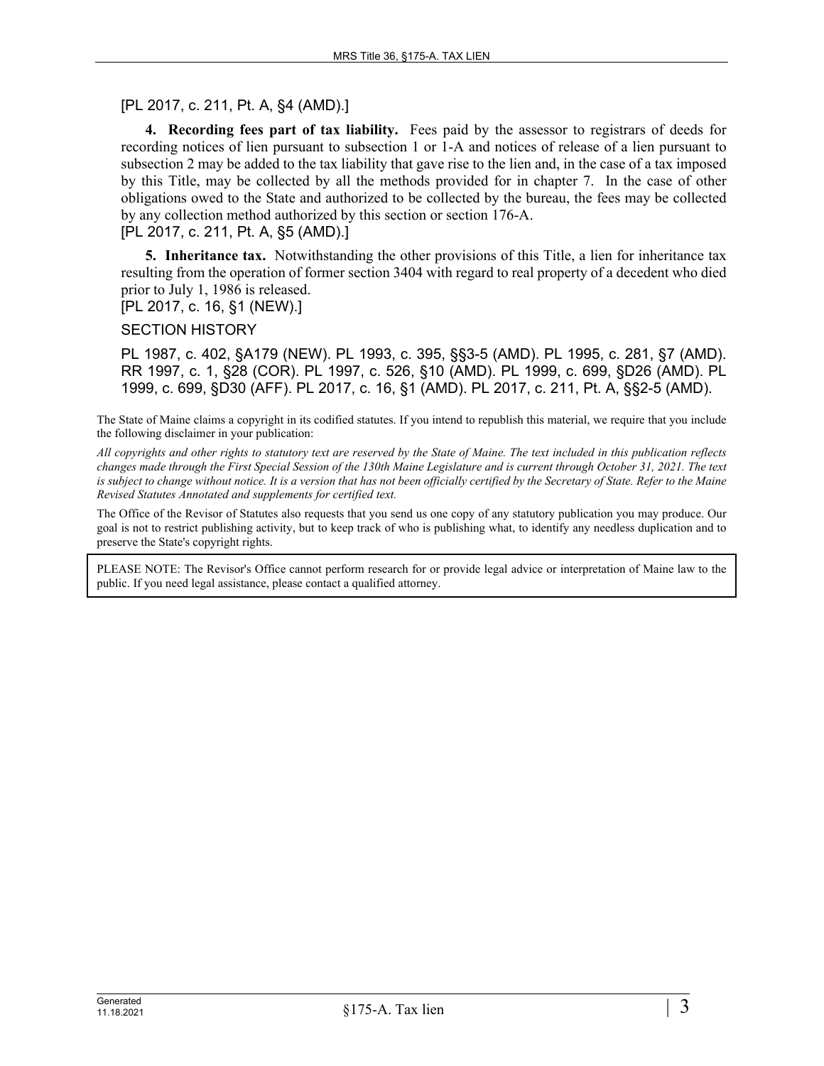[PL 2017, c. 211, Pt. A, §4 (AMD).]

**4. Recording fees part of tax liability.** Fees paid by the assessor to registrars of deeds for recording notices of lien pursuant to subsection 1 or 1-A and notices of release of a lien pursuant to subsection 2 may be added to the tax liability that gave rise to the lien and, in the case of a tax imposed by this Title, may be collected by all the methods provided for in chapter 7. In the case of other obligations owed to the State and authorized to be collected by the bureau, the fees may be collected by any collection method authorized by this section or section 176-A.

[PL 2017, c. 211, Pt. A, §5 (AMD).]

**5. Inheritance tax.** Notwithstanding the other provisions of this Title, a lien for inheritance tax resulting from the operation of former section 3404 with regard to real property of a decedent who died prior to July 1, 1986 is released.

[PL 2017, c. 16, §1 (NEW).]

SECTION HISTORY

PL 1987, c. 402, §A179 (NEW). PL 1993, c. 395, §§3-5 (AMD). PL 1995, c. 281, §7 (AMD). RR 1997, c. 1, §28 (COR). PL 1997, c. 526, §10 (AMD). PL 1999, c. 699, §D26 (AMD). PL 1999, c. 699, §D30 (AFF). PL 2017, c. 16, §1 (AMD). PL 2017, c. 211, Pt. A, §§2-5 (AMD).

The State of Maine claims a copyright in its codified statutes. If you intend to republish this material, we require that you include the following disclaimer in your publication:

*All copyrights and other rights to statutory text are reserved by the State of Maine. The text included in this publication reflects changes made through the First Special Session of the 130th Maine Legislature and is current through October 31, 2021. The text is subject to change without notice. It is a version that has not been officially certified by the Secretary of State. Refer to the Maine Revised Statutes Annotated and supplements for certified text.*

The Office of the Revisor of Statutes also requests that you send us one copy of any statutory publication you may produce. Our goal is not to restrict publishing activity, but to keep track of who is publishing what, to identify any needless duplication and to preserve the State's copyright rights.

PLEASE NOTE: The Revisor's Office cannot perform research for or provide legal advice or interpretation of Maine law to the public. If you need legal assistance, please contact a qualified attorney.